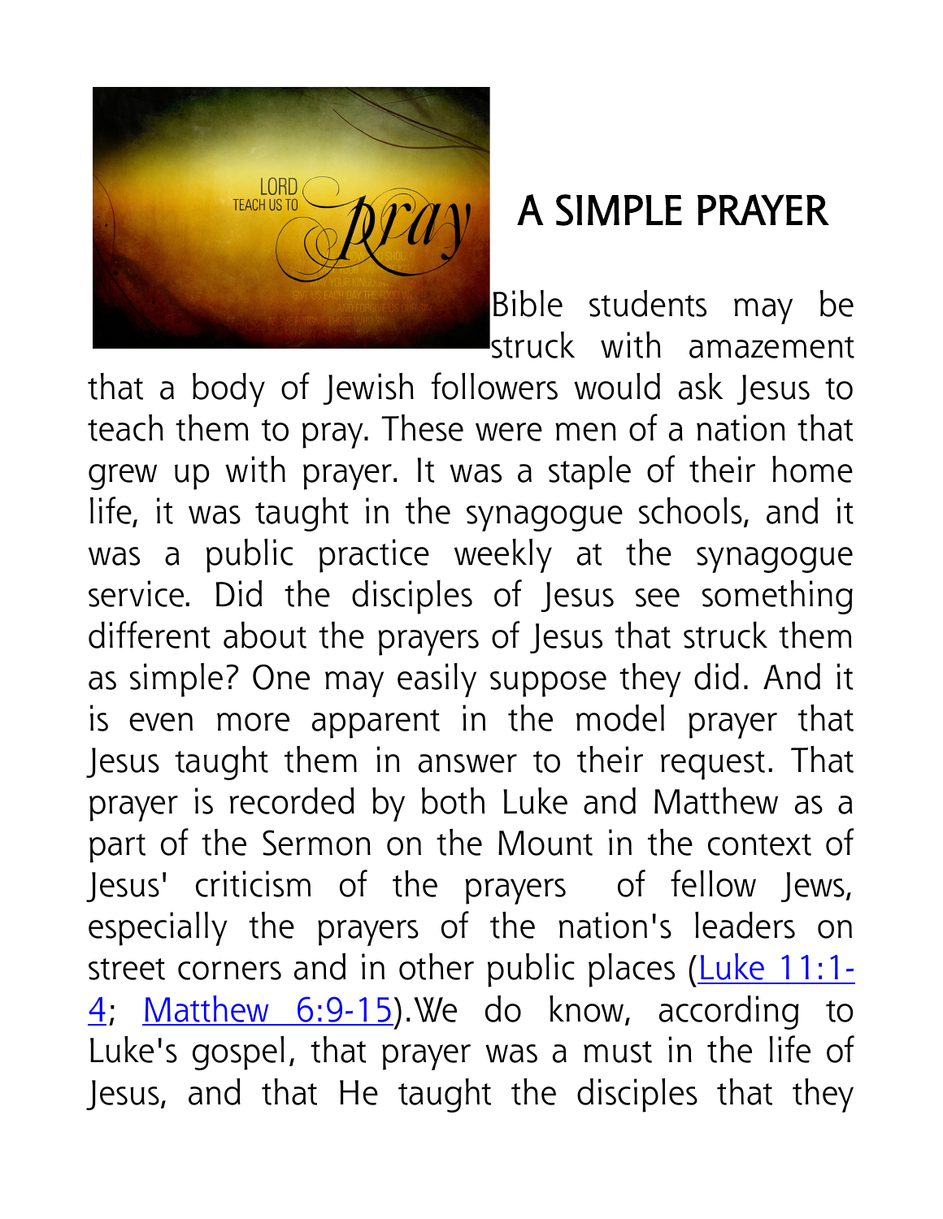# A SIMPLE PRAYER

Bible students may be struck with amazement that a body of Jewish followers would ask Jesus to teach them to pray. These were men of a nation that grew up with prayer. It was a staple of their home life, it was taught in the synagogue schools, and it was a public practice weekly at the synagogue service. Did the disciples of Jesus see something different about the prayers of Jesus that struck them as simple? One may easily suppose they did. And it is even more apparent in the model prayer that Jesus taught them in answer to their request. That prayer is recorded by both Luke and Matthew as a part of the Sermon on the Mount in the context of Jesus' criticism of the prayers of fellow Jews, especially the prayers of the nation's leaders on street corners and in other public places (Luke 11:1-4; Matthew 6:9-15).We do know, according to Luke's gospel, that prayer was a must in the life of Jesus, and that He taught the disciples that they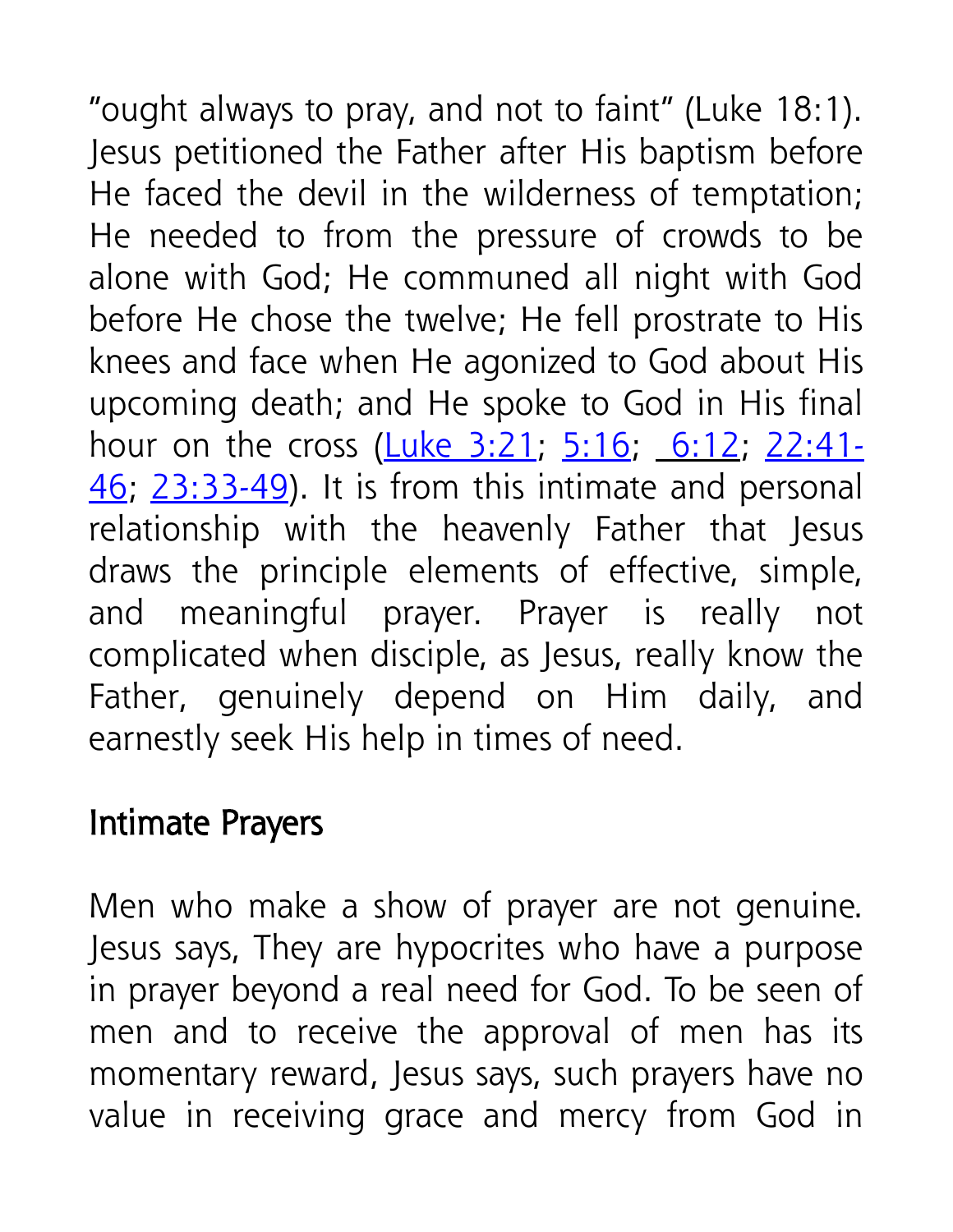"ought always to pray, and not to faint" (Luke 18:1). Jesus petitioned the Father after His baptism before He faced the devil in the wilderness of temptation; He needed to from the pressure of crowds to be alone with God; He communed all night with God before He chose the twelve; He fell prostrate to His knees and face when He agonized to God about His upcoming death; and He spoke to God in His final hour on the cross (Luke 3:21; 5:16; 6:12; 22:41-46; 23:33-49). It is from this intimate and personal relationship with the heavenly Father that Jesus draws the principle elements of effective, simple, and meaningful prayer. Prayer is really not complicated when disciple, as Jesus, really know the Father, genuinely depend on Him daily, and earnestly seek His help in times of need.

## Intimate Prayers

Men who make a show of prayer are not genuine. Jesus says, They are hypocrites who have a purpose in prayer beyond a real need for God. To be seen of men and to receive the approval of men has its momentary reward, Jesus says, such prayers have no value in receiving grace and mercy from God in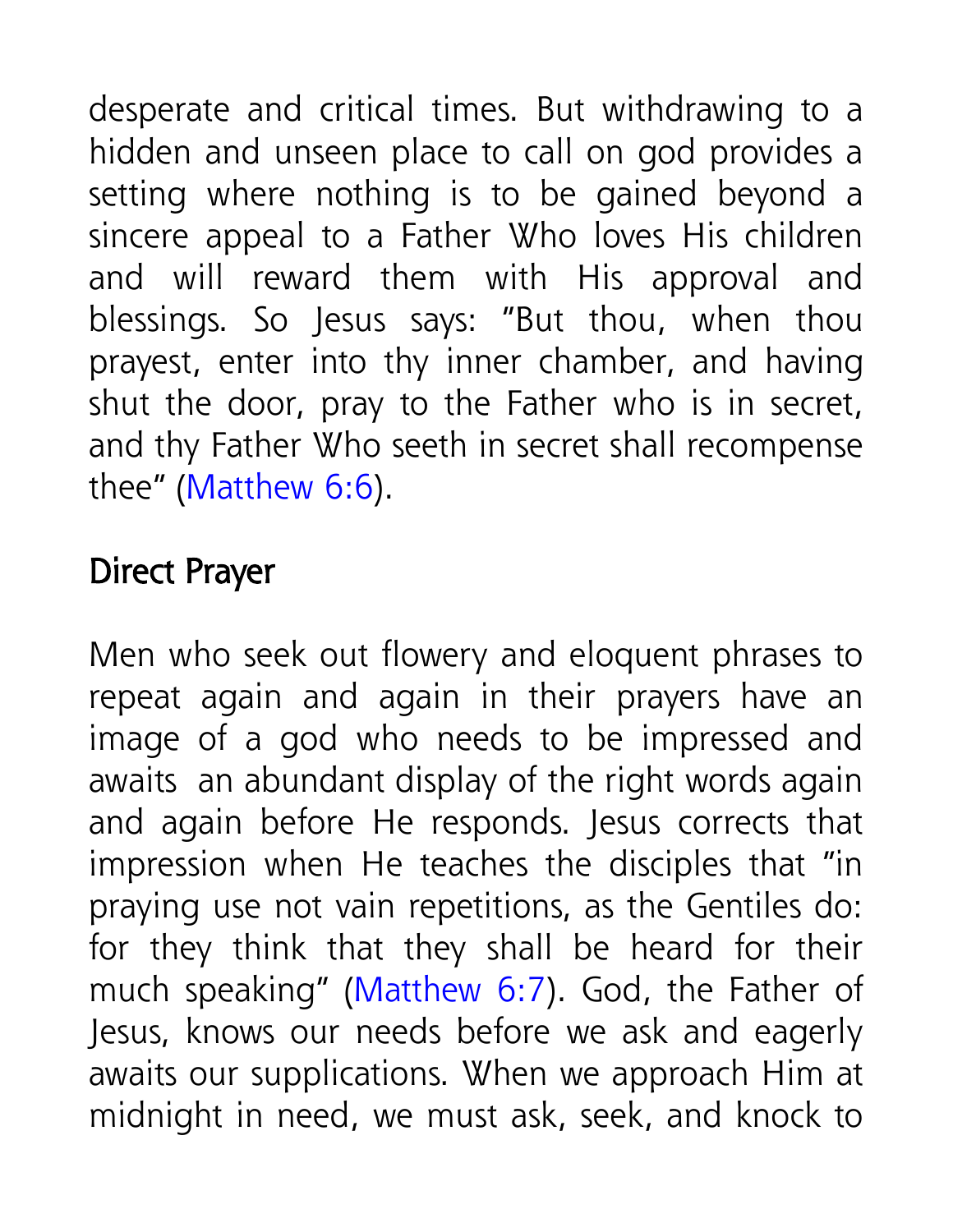desperate and critical times. But withdrawing to a hidden and unseen place to call on god provides a setting where nothing is to be gained beyond a sincere appeal to a Father Who loves His children and will reward them with His approval and blessings. So Jesus says: "But thou, when thou prayest, enter into thy inner chamber, and having shut the door, pray to the Father who is in secret, and thy Father Who seeth in secret shall recompense thee" (Matthew 6:6).

## Direct Prayer

Men who seek out flowery and eloquent phrases to repeat again and again in their prayers have an image of a god who needs to be impressed and awaits an abundant display of the right words again and again before He responds. Jesus corrects that impression when He teaches the disciples that "in praying use not vain repetitions, as the Gentiles do: for they think that they shall be heard for their much speaking" (Matthew 6:7). God, the Father of Jesus, knows our needs before we ask and eagerly awaits our supplications. When we approach Him at midnight in need, we must ask, seek, and knock to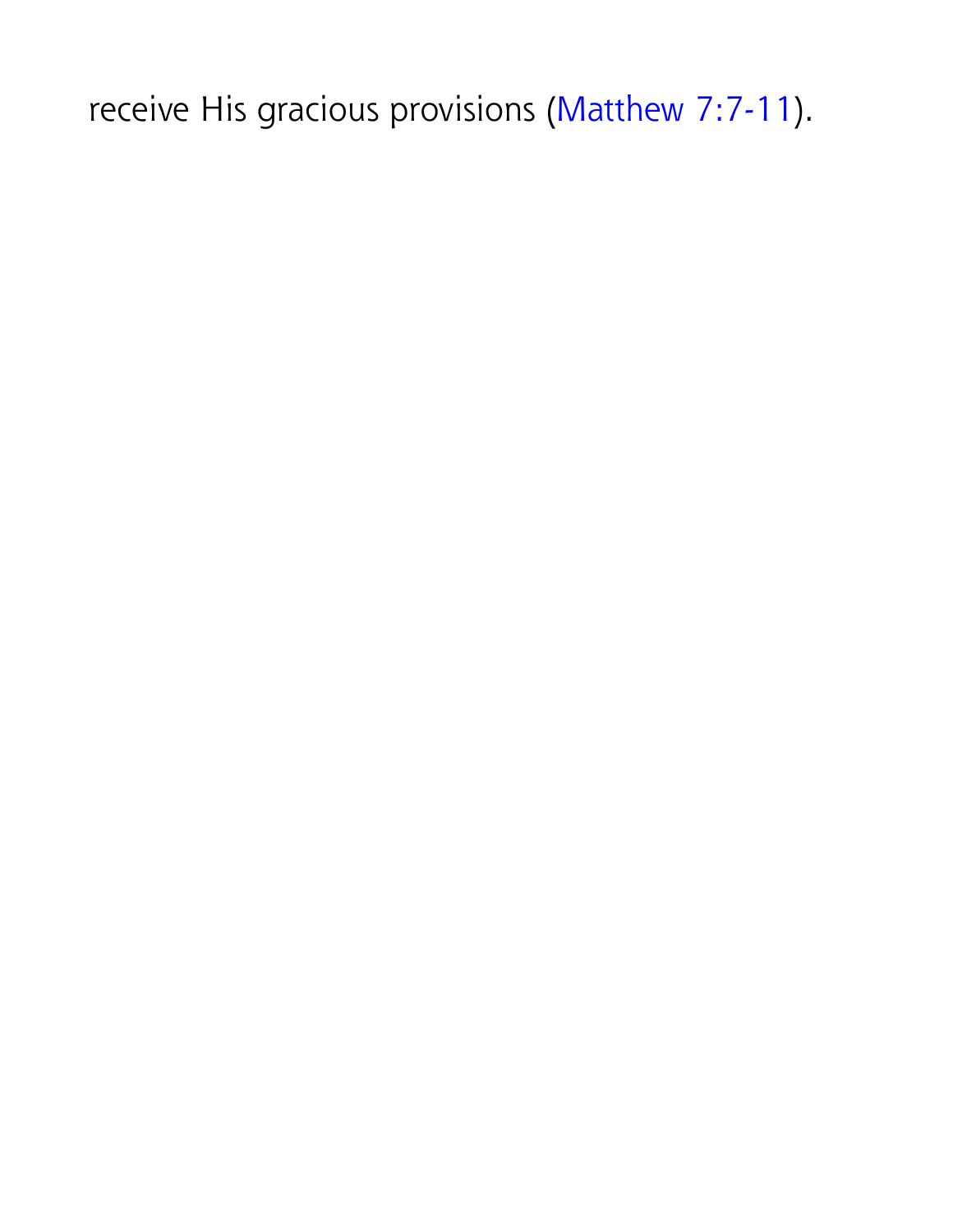receive His gracious provisions (Matthew 7:7-11).